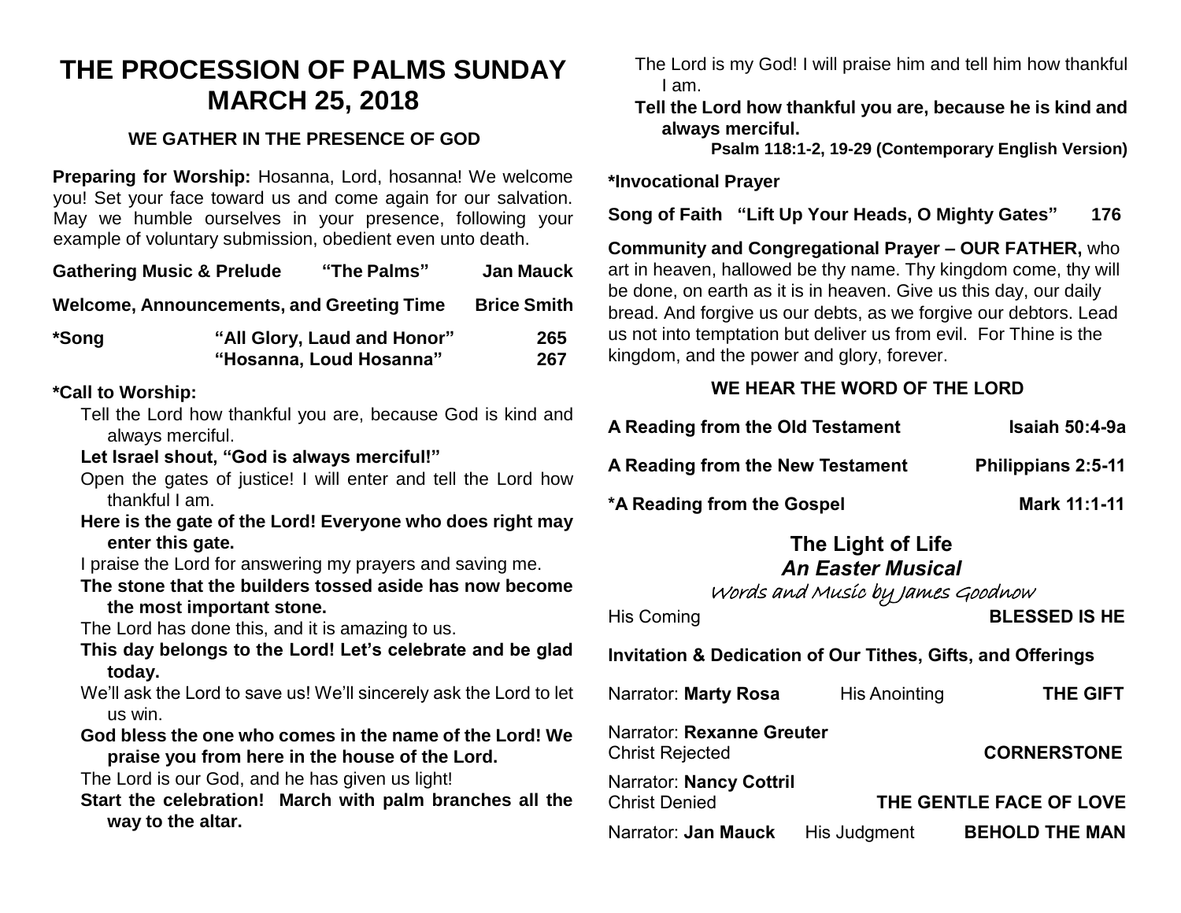# THE PROCESSION OF PALMS SUNDAY
# MARCH 25, 2018

### WE GATHER IN THE PRESENCE OF GOD

**Preparing for Worship:** Hosanna, Lord, hosanna! We welcome you! Set your face toward us and come again for our salvation. May we humble ourselves in your presence, following your example of voluntary submission, obedient even unto death.

**Gathering Music & Prelude** **"The Palms"** **Jan Mauck**

**Welcome, Announcements, and Greeting Time** **Brice Smith**

**\*Song** **"All Glory, Laud and Honor"** **265**
**"Hosanna, Loud Hosanna"** **267**

**\*Call to Worship:**

Tell the Lord how thankful you are, because God is kind and always merciful.

**Let Israel shout, "God is always merciful!"**

Open the gates of justice! I will enter and tell the Lord how thankful I am.

**Here is the gate of the Lord! Everyone who does right may enter this gate.**

I praise the Lord for answering my prayers and saving me.

**The stone that the builders tossed aside has now become the most important stone.**

The Lord has done this, and it is amazing to us.

**This day belongs to the Lord! Let's celebrate and be glad today.**

We'll ask the Lord to save us! We'll sincerely ask the Lord to let us win.

**God bless the one who comes in the name of the Lord! We praise you from here in the house of the Lord.**

The Lord is our God, and he has given us light!

**Start the celebration! March with palm branches all the way to the altar.**

The Lord is my God! I will praise him and tell him how thankful I am.

**Tell the Lord how thankful you are, because he is kind and always merciful.**

**Psalm 118:1-2, 19-29 (Contemporary English Version)**

**\*Invocational Prayer**

**Song of Faith** **"Lift Up Your Heads, O Mighty Gates"** **176**

**Community and Congregational Prayer – OUR FATHER,** who art in heaven, hallowed be thy name. Thy kingdom come, thy will be done, on earth as it is in heaven. Give us this day, our daily bread. And forgive us our debts, as we forgive our debtors. Lead us not into temptation but deliver us from evil. For Thine is the kingdom, and the power and glory, forever.

### WE HEAR THE WORD OF THE LORD

**A Reading from the Old Testament** **Isaiah 50:4-9a**

**A Reading from the New Testament** **Philippians 2:5-11**

**\*A Reading from the Gospel** **Mark 11:1-11**

## The Light of Life
## *An Easter Musical*

*Words and Music by James Goodnow*

His Coming **BLESSED IS HE**

**Invitation & Dedication of Our Tithes, Gifts, and Offerings**

Narrator: **Marty Rosa** His Anointing **THE GIFT**

Narrator: **Rexanne Greuter**
Christ Rejected **CORNERSTONE**

Narrator: **Nancy Cottril**
Christ Denied **THE GENTLE FACE OF LOVE**

Narrator: **Jan Mauck** His Judgment **BEHOLD THE MAN**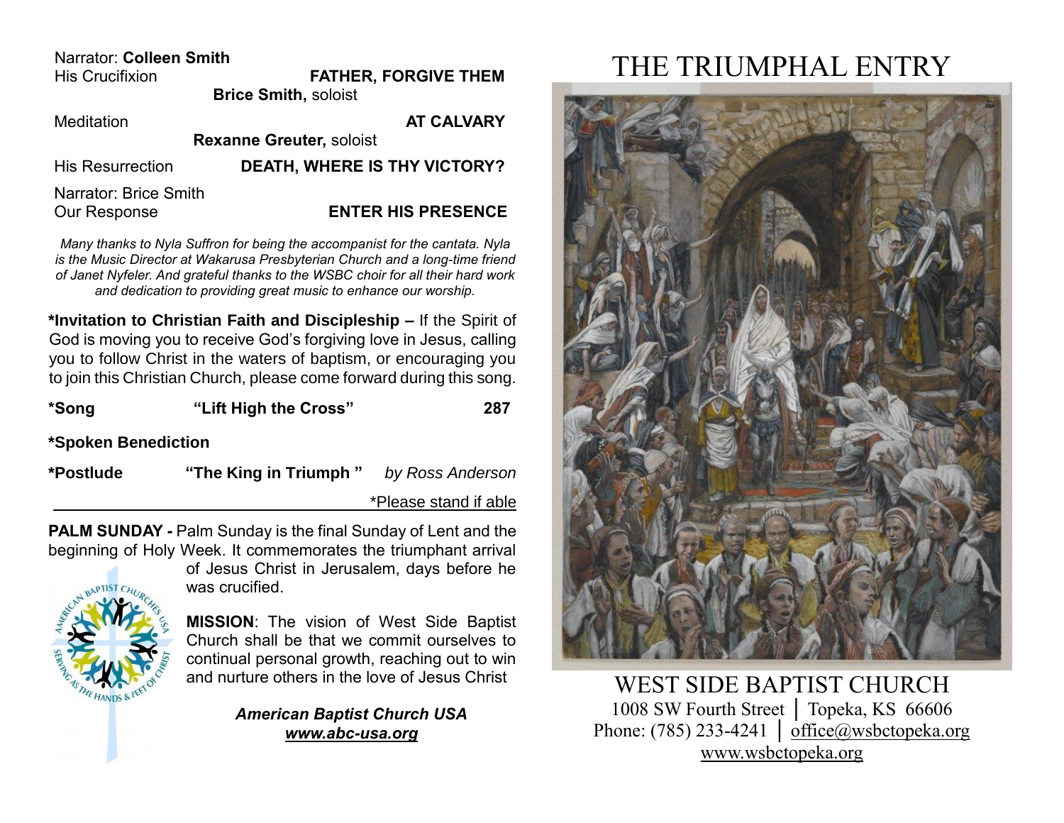Narrator: **Colleen Smith**
His Crucifixion **FATHER, FORGIVE THEM**
**Brice Smith,** soloist

Meditation **AT CALVARY**
**Rexanne Greuter,** soloist

His Resurrection **DEATH, WHERE IS THY VICTORY?**

Narrator: Brice Smith
Our Response **ENTER HIS PRESENCE**

*Many thanks to Nyla Suffron for being the accompanist for the cantata. Nyla is the Music Director at Wakarusa Presbyterian Church and a long-time friend of Janet Nyfeler. And grateful thanks to the WSBC choir for all their hard work and dedication to providing great music to enhance our worship.*

**\*Invitation to Christian Faith and Discipleship –** If the Spirit of God is moving you to receive God's forgiving love in Jesus, calling you to follow Christ in the waters of baptism, or encouraging you to join this Christian Church, please come forward during this song.

**\*Song** **"Lift High the Cross"** **287**

**\*Spoken Benediction**

**\*Postlude** **"The King in Triumph "** *by Ross Anderson*

\*Please stand if able

---

**PALM SUNDAY -** Palm Sunday is the final Sunday of Lent and the beginning of Holy Week. It commemorates the triumphant arrival of Jesus Christ in Jerusalem, days before he was crucified.

**MISSION**: The vision of West Side Baptist Church shall be that we commit ourselves to continual personal growth, reaching out to win and nurture others in the love of Jesus Christ

***American Baptist Church USA***
***www.abc-usa.org***

# THE TRIUMPHAL ENTRY

## WEST SIDE BAPTIST CHURCH

1008 SW Fourth Street | Topeka, KS 66606
Phone: (785) 233-4241 | office@wsbctopeka.org
www.wsbctopeka.org